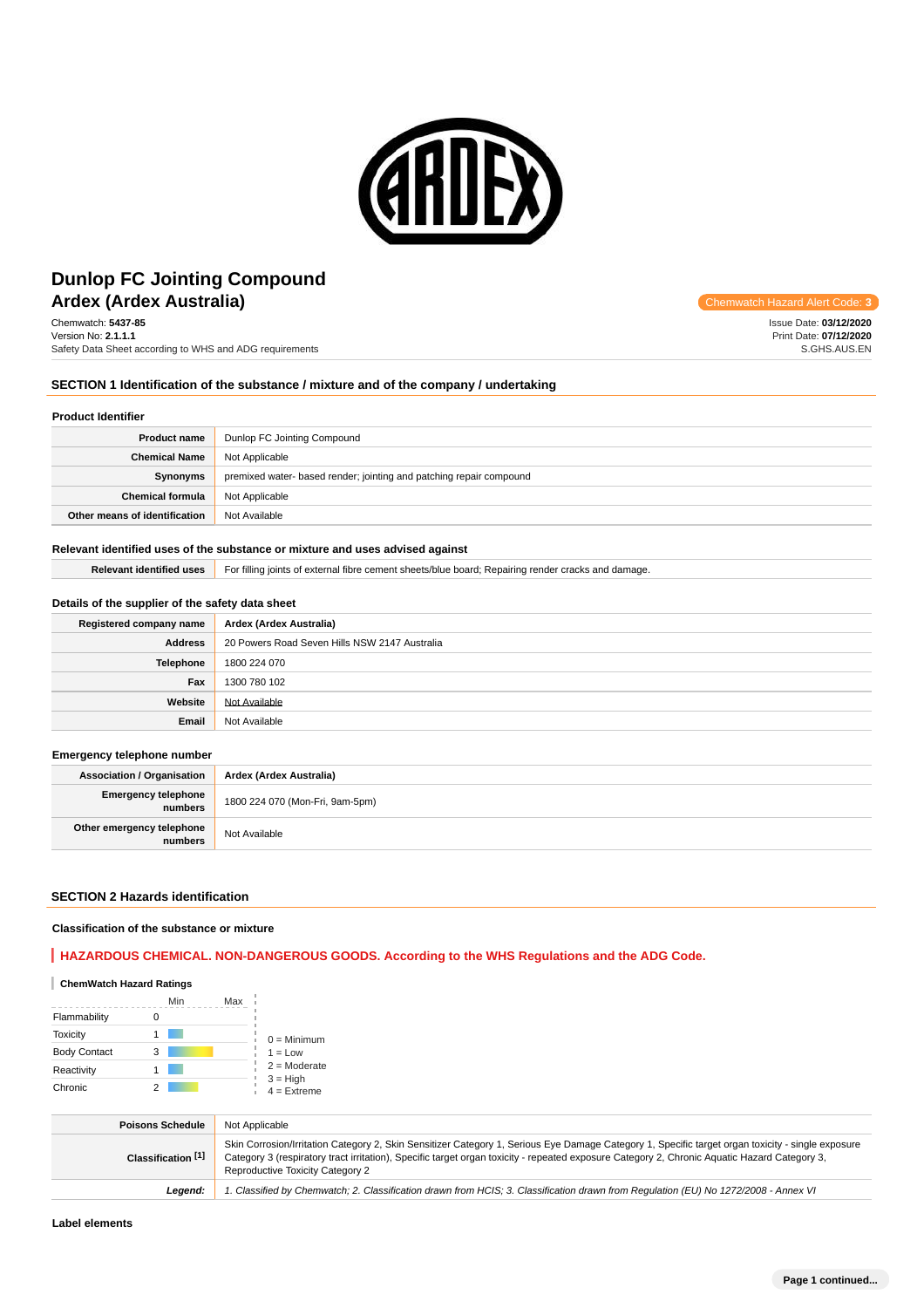# Dunlop FC Jointing Compound

## Ardex (Ardex Australia)

Chemwatch Hazard Alert Code: **3**

Chemwatch: **5437-85**
Version No: **2.1.1.1**
Safety Data Sheet according to WHS and ADG requirements

Issue Date: **03/12/2020**
Print Date: **07/12/2020**
S.GHS.AUS.EN

## SECTION 1 Identification of the substance / mixture and of the company / undertaking

### Product Identifier

| | |
|---|---|
| **Product name** | Dunlop FC Jointing Compound |
| **Chemical Name** | Not Applicable |
| **Synonyms** | premixed water- based render; jointing and patching repair compound |
| **Chemical formula** | Not Applicable |
| **Other means of identification** | Not Available |

### Relevant identified uses of the substance or mixture and uses advised against

| | |
|---|---|
| **Relevant identified uses** | For filling joints of external fibre cement sheets/blue board; Repairing render cracks and damage. |

### Details of the supplier of the safety data sheet

| | |
|---|---|
| **Registered company name** | Ardex (Ardex Australia) |
| **Address** | 20 Powers Road Seven Hills NSW 2147 Australia |
| **Telephone** | 1800 224 070 |
| **Fax** | 1300 780 102 |
| **Website** | Not Available |
| **Email** | Not Available |

### Emergency telephone number

| | |
|---|---|
| **Association / Organisation** | Ardex (Ardex Australia) |
| **Emergency telephone numbers** | 1800 224 070 (Mon-Fri, 9am-5pm) |
| **Other emergency telephone numbers** | Not Available |

## SECTION 2 Hazards identification

### Classification of the substance or mixture

**HAZARDOUS CHEMICAL. NON-DANGEROUS GOODS. According to the WHS Regulations and the ADG Code.**

**ChemWatch Hazard Ratings**

| | Min | Max |
|---|---|---|
| Flammability | 0 | |
| Toxicity | 1 | |
| Body Contact | 3 | |
| Reactivity | 1 | |
| Chronic | 2 | |

0 = Minimum
1 = Low
2 = Moderate
3 = High
4 = Extreme

| | |
|---|---|
| **Poisons Schedule** | Not Applicable |
| **Classification [1]** | Skin Corrosion/Irritation Category 2, Skin Sensitizer Category 1, Serious Eye Damage Category 1, Specific target organ toxicity - single exposure Category 3 (respiratory tract irritation), Specific target organ toxicity - repeated exposure Category 2, Chronic Aquatic Hazard Category 3, Reproductive Toxicity Category 2 |
| ***Legend:*** | *1. Classified by Chemwatch; 2. Classification drawn from HCIS; 3. Classification drawn from Regulation (EU) No 1272/2008 - Annex VI* |

### Label elements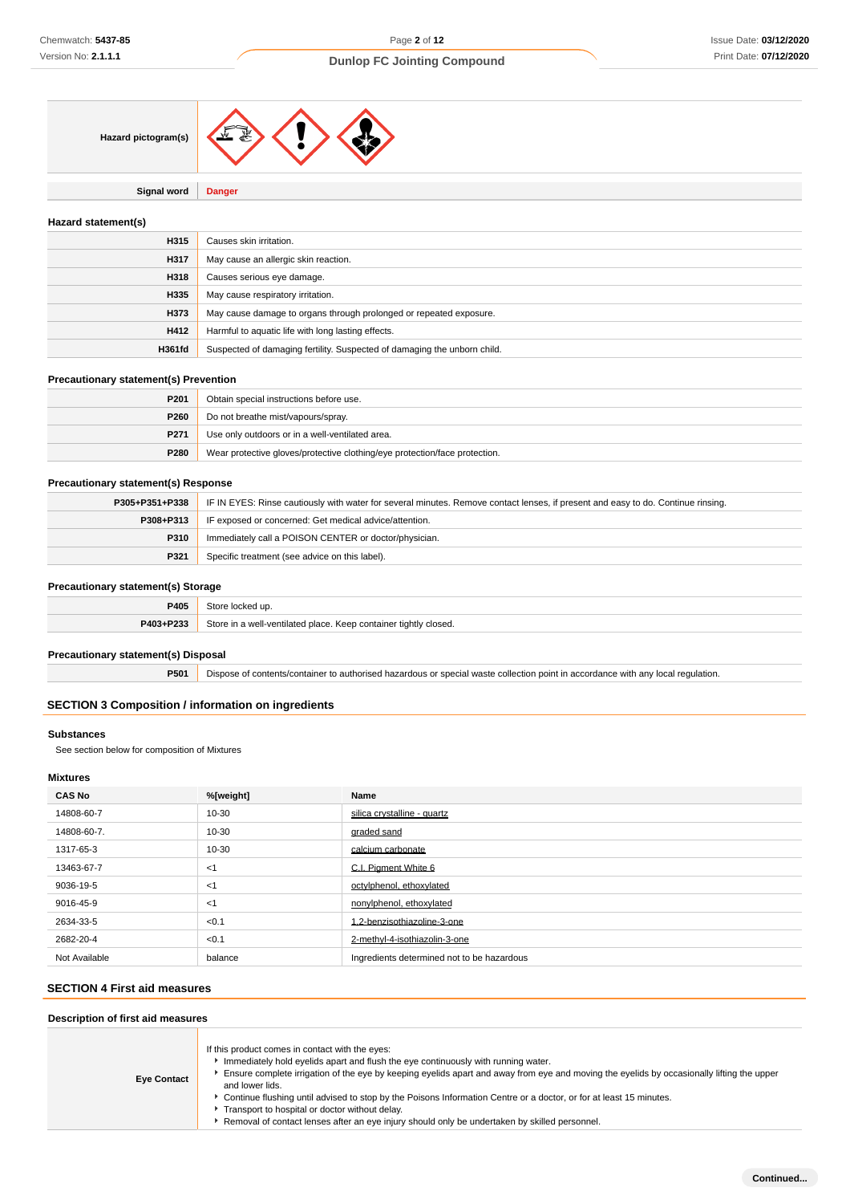| | |
|---|---|
| **Hazard pictogram(s)** | |
| **Signal word** | **Danger** |

### Hazard statement(s)

| | |
|---|---|
| **H315** | Causes skin irritation. |
| **H317** | May cause an allergic skin reaction. |
| **H318** | Causes serious eye damage. |
| **H335** | May cause respiratory irritation. |
| **H373** | May cause damage to organs through prolonged or repeated exposure. |
| **H412** | Harmful to aquatic life with long lasting effects. |
| **H361fd** | Suspected of damaging fertility. Suspected of damaging the unborn child. |

### Precautionary statement(s) Prevention

| | |
|---|---|
| **P201** | Obtain special instructions before use. |
| **P260** | Do not breathe mist/vapours/spray. |
| **P271** | Use only outdoors or in a well-ventilated area. |
| **P280** | Wear protective gloves/protective clothing/eye protection/face protection. |

### Precautionary statement(s) Response

| | |
|---|---|
| **P305+P351+P338** | IF IN EYES: Rinse cautiously with water for several minutes. Remove contact lenses, if present and easy to do. Continue rinsing. |
| **P308+P313** | IF exposed or concerned: Get medical advice/attention. |
| **P310** | Immediately call a POISON CENTER or doctor/physician. |
| **P321** | Specific treatment (see advice on this label). |

### Precautionary statement(s) Storage

| | |
|---|---|
| **P405** | Store locked up. |
| **P403+P233** | Store in a well-ventilated place. Keep container tightly closed. |

### Precautionary statement(s) Disposal

| | |
|---|---|
| **P501** | Dispose of contents/container to authorised hazardous or special waste collection point in accordance with any local regulation. |

## SECTION 3 Composition / information on ingredients

### Substances

See section below for composition of Mixtures

### Mixtures

| CAS No | %[weight] | Name |
|---|---|---|
| 14808-60-7 | 10-30 | silica crystalline - quartz |
| 14808-60-7. | 10-30 | graded sand |
| 1317-65-3 | 10-30 | calcium carbonate |
| 13463-67-7 | <1 | C.I. Pigment White 6 |
| 9036-19-5 | <1 | octylphenol, ethoxylated |
| 9016-45-9 | <1 | nonylphenol, ethoxylated |
| 2634-33-5 | <0.1 | 1,2-benzisothiazoline-3-one |
| 2682-20-4 | <0.1 | 2-methyl-4-isothiazolin-3-one |
| Not Available | balance | Ingredients determined not to be hazardous |

## SECTION 4 First aid measures

### Description of first aid measures

| | |
|---|---|
| **Eye Contact** | If this product comes in contact with the eyes:<br>‣ Immediately hold eyelids apart and flush the eye continuously with running water.<br>‣ Ensure complete irrigation of the eye by keeping eyelids apart and away from eye and moving the eyelids by occasionally lifting the upper and lower lids.<br>‣ Continue flushing until advised to stop by the Poisons Information Centre or a doctor, or for at least 15 minutes.<br>‣ Transport to hospital or doctor without delay.<br>‣ Removal of contact lenses after an eye injury should only be undertaken by skilled personnel. |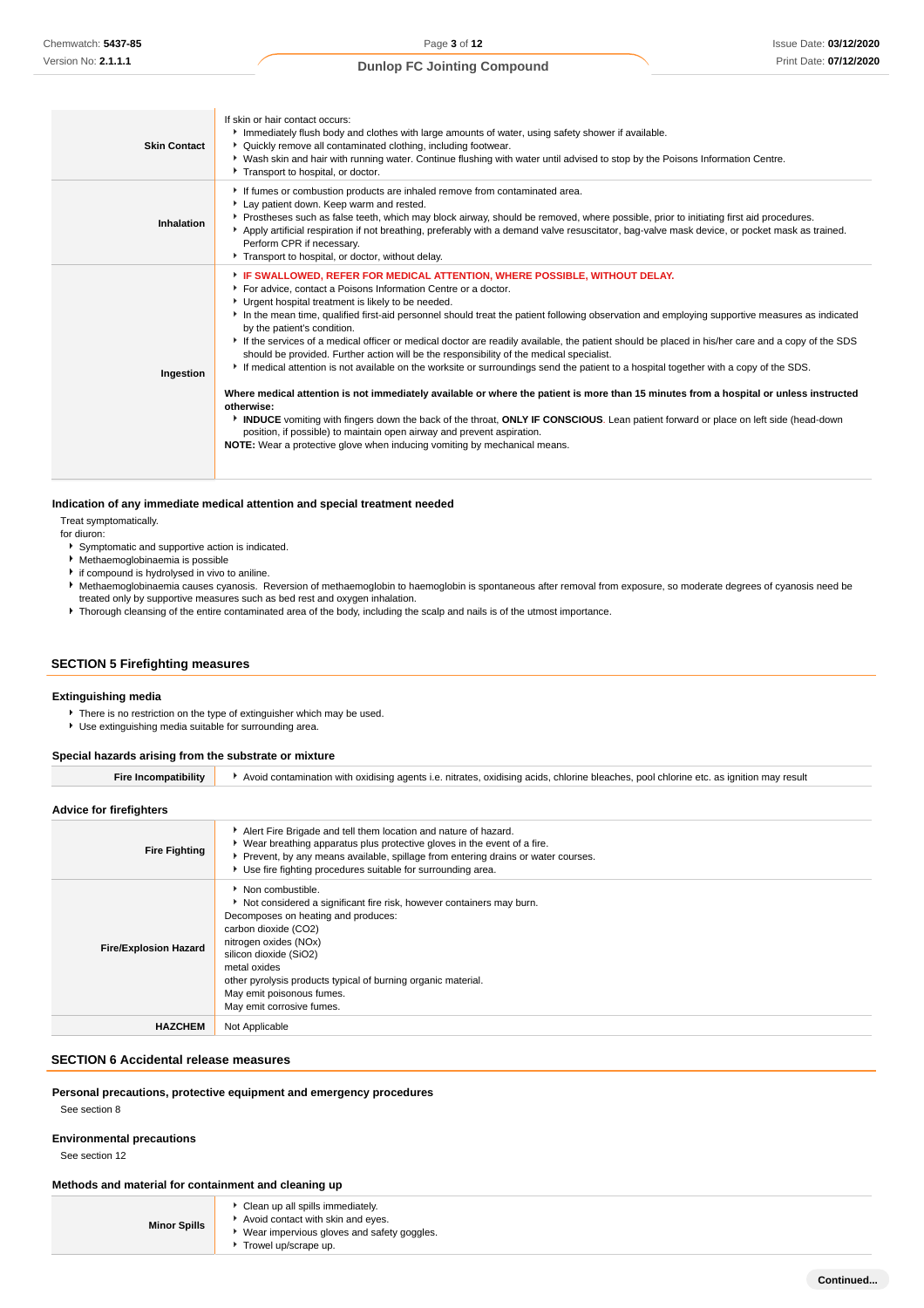| | |
|---|---|
| **Skin Contact** | If skin or hair contact occurs:<br>- Immediately flush body and clothes with large amounts of water, using safety shower if available.<br>- Quickly remove all contaminated clothing, including footwear.<br>- Wash skin and hair with running water. Continue flushing with water until advised to stop by the Poisons Information Centre.<br>- Transport to hospital, or doctor. |
| **Inhalation** | - If fumes or combustion products are inhaled remove from contaminated area.<br>- Lay patient down. Keep warm and rested.<br>- Prostheses such as false teeth, which may block airway, should be removed, where possible, prior to initiating first aid procedures.<br>- Apply artificial respiration if not breathing, preferably with a demand valve resuscitator, bag-valve mask device, or pocket mask as trained. Perform CPR if necessary.<br>- Transport to hospital, or doctor, without delay. |
| **Ingestion** | - **IF SWALLOWED, REFER FOR MEDICAL ATTENTION, WHERE POSSIBLE, WITHOUT DELAY.**<br>- For advice, contact a Poisons Information Centre or a doctor.<br>- Urgent hospital treatment is likely to be needed.<br>- In the mean time, qualified first-aid personnel should treat the patient following observation and employing supportive measures as indicated by the patient's condition.<br>- If the services of a medical officer or medical doctor are readily available, the patient should be placed in his/her care and a copy of the SDS should be provided. Further action will be the responsibility of the medical specialist.<br>- If medical attention is not available on the worksite or surroundings send the patient to a hospital together with a copy of the SDS.<br><br>**Where medical attention is not immediately available or where the patient is more than 15 minutes from a hospital or unless instructed otherwise:**<br>- **INDUCE** vomiting with fingers down the back of the throat, **ONLY IF CONSCIOUS**. Lean patient forward or place on left side (head-down position, if possible) to maintain open airway and prevent aspiration.<br>**NOTE:** Wear a protective glove when inducing vomiting by mechanical means. |

### Indication of any immediate medical attention and special treatment needed

Treat symptomatically.
for diuron:

- Symptomatic and supportive action is indicated.
- Methaemoglobinaemia is possible
- if compound is hydrolysed in vivo to aniline.
- Methaemoglobinaemia causes cyanosis. Reversion of methaemoglobin to haemoglobin is spontaneous after removal from exposure, so moderate degrees of cyanosis need be treated only by supportive measures such as bed rest and oxygen inhalation.
- Thorough cleansing of the entire contaminated area of the body, including the scalp and nails is of the utmost importance.

## SECTION 5 Firefighting measures

### Extinguishing media

- There is no restriction on the type of extinguisher which may be used.
- Use extinguishing media suitable for surrounding area.

### Special hazards arising from the substrate or mixture

| | |
|---|---|
| **Fire Incompatibility** | - Avoid contamination with oxidising agents i.e. nitrates, oxidising acids, chlorine bleaches, pool chlorine etc. as ignition may result |

### Advice for firefighters

| | |
|---|---|
| **Fire Fighting** | - Alert Fire Brigade and tell them location and nature of hazard.<br>- Wear breathing apparatus plus protective gloves in the event of a fire.<br>- Prevent, by any means available, spillage from entering drains or water courses.<br>- Use fire fighting procedures suitable for surrounding area. |
| **Fire/Explosion Hazard** | - Non combustible.<br>- Not considered a significant fire risk, however containers may burn.<br>Decomposes on heating and produces:<br>carbon dioxide ($CO_2$)<br>nitrogen oxides ($NO_x$)<br>silicon dioxide ($SiO_2$)<br>metal oxides<br>other pyrolysis products typical of burning organic material.<br>May emit poisonous fumes.<br>May emit corrosive fumes. |
| **HAZCHEM** | Not Applicable |

## SECTION 6 Accidental release measures

### Personal precautions, protective equipment and emergency procedures

See section 8

### Environmental precautions

See section 12

### Methods and material for containment and cleaning up

| | |
|---|---|
| **Minor Spills** | - Clean up all spills immediately.<br>- Avoid contact with skin and eyes.<br>- Wear impervious gloves and safety goggles.<br>- Trowel up/scrape up. |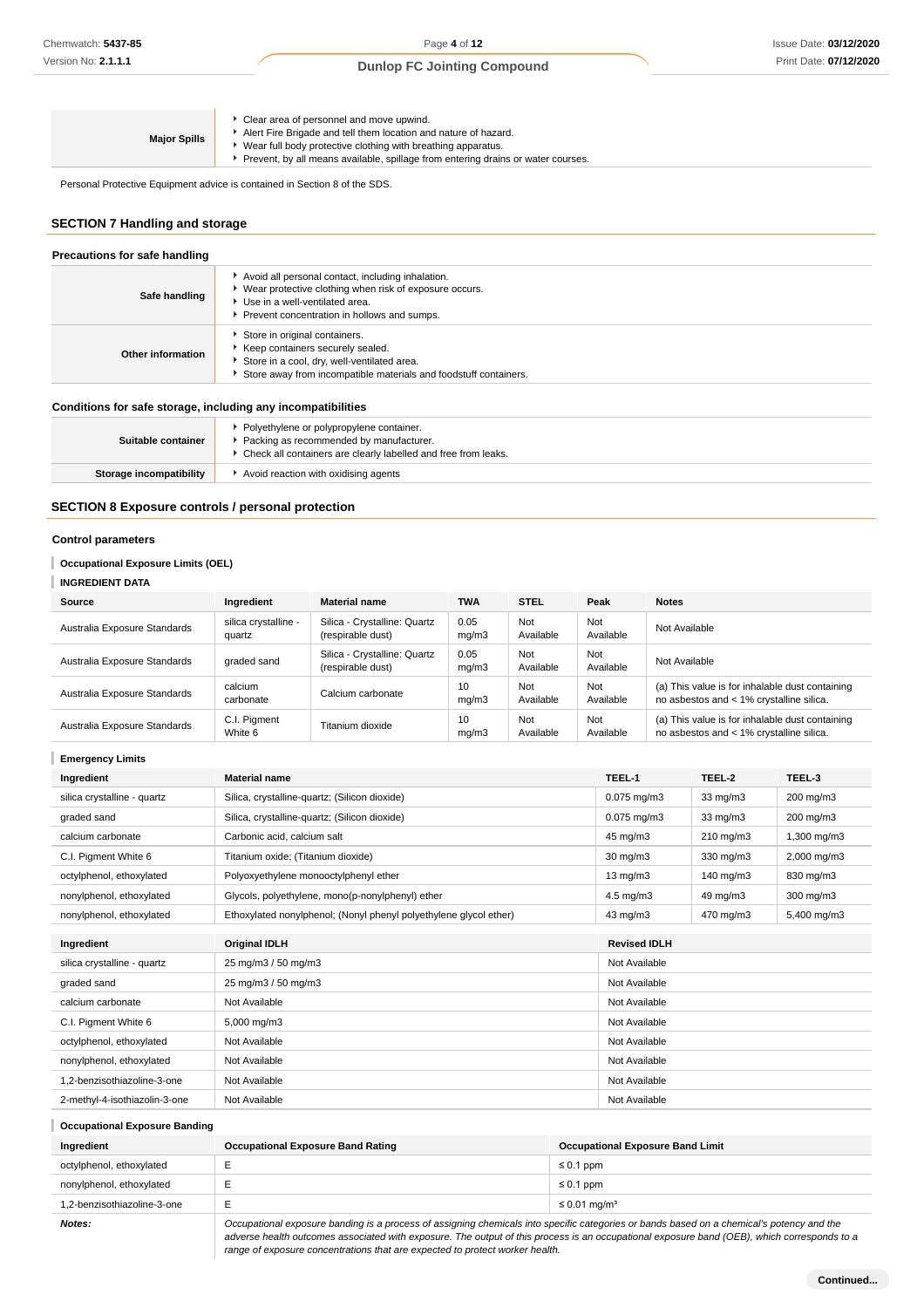| | |
|---|---|
| **Major Spills** | ▸ Clear area of personnel and move upwind.<br>▸ Alert Fire Brigade and tell them location and nature of hazard.<br>▸ Wear full body protective clothing with breathing apparatus.<br>▸ Prevent, by all means available, spillage from entering drains or water courses. |

Personal Protective Equipment advice is contained in Section 8 of the SDS.

## SECTION 7 Handling and storage

### Precautions for safe handling

| | |
|---|---|
| **Safe handling** | ▸ Avoid all personal contact, including inhalation.<br>▸ Wear protective clothing when risk of exposure occurs.<br>▸ Use in a well-ventilated area.<br>▸ Prevent concentration in hollows and sumps. |
| **Other information** | ▸ Store in original containers.<br>▸ Keep containers securely sealed.<br>▸ Store in a cool, dry, well-ventilated area.<br>▸ Store away from incompatible materials and foodstuff containers. |

### Conditions for safe storage, including any incompatibilities

| | |
|---|---|
| **Suitable container** | ▸ Polyethylene or polypropylene container.<br>▸ Packing as recommended by manufacturer.<br>▸ Check all containers are clearly labelled and free from leaks. |
| **Storage incompatibility** | ▸ Avoid reaction with oxidising agents |

## SECTION 8 Exposure controls / personal protection

### Control parameters

#### Occupational Exposure Limits (OEL)

#### INGREDIENT DATA

| Source | Ingredient | Material name | TWA | STEL | Peak | Notes |
|---|---|---|---|---|---|---|
| Australia Exposure Standards | silica crystalline - quartz | Silica - Crystalline: Quartz (respirable dust) | 0.05 mg/m3 | Not Available | Not Available | Not Available |
| Australia Exposure Standards | graded sand | Silica - Crystalline: Quartz (respirable dust) | 0.05 mg/m3 | Not Available | Not Available | Not Available |
| Australia Exposure Standards | calcium carbonate | Calcium carbonate | 10 mg/m3 | Not Available | Not Available | (a) This value is for inhalable dust containing no asbestos and < 1% crystalline silica. |
| Australia Exposure Standards | C.I. Pigment White 6 | Titanium dioxide | 10 mg/m3 | Not Available | Not Available | (a) This value is for inhalable dust containing no asbestos and < 1% crystalline silica. |

#### Emergency Limits

| Ingredient | Material name | TEEL-1 | TEEL-2 | TEEL-3 |
|---|---|---|---|---|
| silica crystalline - quartz | Silica, crystalline-quartz; (Silicon dioxide) | 0.075 mg/m3 | 33 mg/m3 | 200 mg/m3 |
| graded sand | Silica, crystalline-quartz; (Silicon dioxide) | 0.075 mg/m3 | 33 mg/m3 | 200 mg/m3 |
| calcium carbonate | Carbonic acid, calcium salt | 45 mg/m3 | 210 mg/m3 | 1,300 mg/m3 |
| C.I. Pigment White 6 | Titanium oxide; (Titanium dioxide) | 30 mg/m3 | 330 mg/m3 | 2,000 mg/m3 |
| octylphenol, ethoxylated | Polyoxyethylene monooctylphenyl ether | 13 mg/m3 | 140 mg/m3 | 830 mg/m3 |
| nonylphenol, ethoxylated | Glycols, polyethylene, mono(p-nonylphenyl) ether | 4.5 mg/m3 | 49 mg/m3 | 300 mg/m3 |
| nonylphenol, ethoxylated | Ethoxylated nonylphenol; (Nonyl phenyl polyethylene glycol ether) | 43 mg/m3 | 470 mg/m3 | 5,400 mg/m3 |

| Ingredient | Original IDLH | Revised IDLH |
|---|---|---|
| silica crystalline - quartz | 25 mg/m3 / 50 mg/m3 | Not Available |
| graded sand | 25 mg/m3 / 50 mg/m3 | Not Available |
| calcium carbonate | Not Available | Not Available |
| C.I. Pigment White 6 | 5,000 mg/m3 | Not Available |
| octylphenol, ethoxylated | Not Available | Not Available |
| nonylphenol, ethoxylated | Not Available | Not Available |
| 1,2-benzisothiazoline-3-one | Not Available | Not Available |
| 2-methyl-4-isothiazolin-3-one | Not Available | Not Available |

#### Occupational Exposure Banding

| Ingredient | Occupational Exposure Band Rating | Occupational Exposure Band Limit |
|---|---|---|
| octylphenol, ethoxylated | E | ≤ 0.1 ppm |
| nonylphenol, ethoxylated | E | ≤ 0.1 ppm |
| 1,2-benzisothiazoline-3-one | E | ≤ 0.01 mg/m³ |
| ***Notes:*** | *Occupational exposure banding is a process of assigning chemicals into specific categories or bands based on a chemical's potency and the adverse health outcomes associated with exposure. The output of this process is an occupational exposure band (OEB), which corresponds to a range of exposure concentrations that are expected to protect worker health.* | |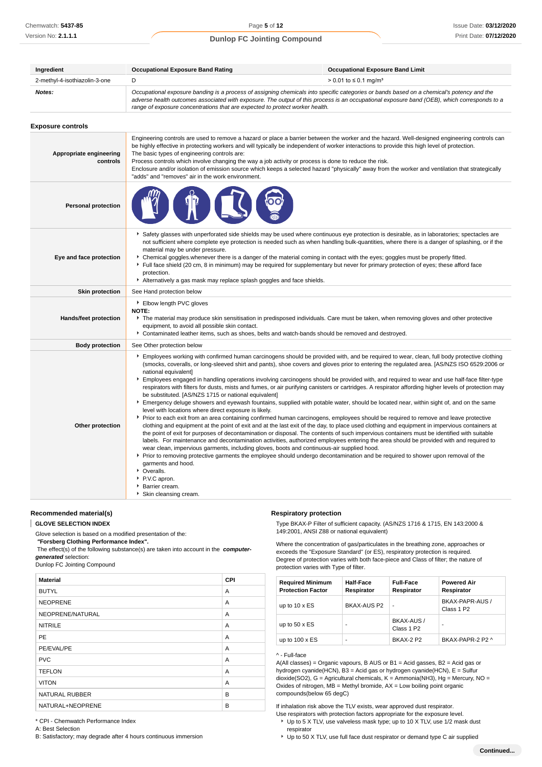| Ingredient | Occupational Exposure Band Rating | Occupational Exposure Band Limit |
|---|---|---|
| 2-methyl-4-isothiazolin-3-one | D | > 0.01 to ≤ 0.1 mg/m³ |
| **Notes:** | *Occupational exposure banding is a process of assigning chemicals into specific categories or bands based on a chemical's potency and the adverse health outcomes associated with exposure. The output of this process is an occupational exposure band (OEB), which corresponds to a range of exposure concentrations that are expected to protect worker health.* | |

### Exposure controls

| | |
|---|---|
| **Appropriate engineering controls** | Engineering controls are used to remove a hazard or place a barrier between the worker and the hazard. Well-designed engineering controls can be highly effective in protecting workers and will typically be independent of worker interactions to provide this high level of protection.<br>The basic types of engineering controls are:<br>Process controls which involve changing the way a job activity or process is done to reduce the risk.<br>Enclosure and/or isolation of emission source which keeps a selected hazard "physically" away from the worker and ventilation that strategically "adds" and "removes" air in the work environment. |
| **Personal protection** | |
| **Eye and face protection** | ▸ Safety glasses with unperforated side shields may be used where continuous eye protection is desirable, as in laboratories; spectacles are not sufficient where complete eye protection is needed such as when handling bulk-quantities, where there is a danger of splashing, or if the material may be under pressure.<br>▸ Chemical goggles.whenever there is a danger of the material coming in contact with the eyes; goggles must be properly fitted.<br>▸ Full face shield (20 cm, 8 in minimum) may be required for supplementary but never for primary protection of eyes; these afford face protection.<br>▸ Alternatively a gas mask may replace splash goggles and face shields. |
| **Skin protection** | See Hand protection below |
| **Hands/feet protection** | ▸ Elbow length PVC gloves<br>**NOTE:**<br>▸ The material may produce skin sensitisation in predisposed individuals. Care must be taken, when removing gloves and other protective equipment, to avoid all possible skin contact.<br>▸ Contaminated leather items, such as shoes, belts and watch-bands should be removed and destroyed. |
| **Body protection** | See Other protection below |
| **Other protection** | ▸ Employees working with confirmed human carcinogens should be provided with, and be required to wear, clean, full body protective clothing (smocks, coveralls, or long-sleeved shirt and pants), shoe covers and gloves prior to entering the regulated area. [AS/NZS ISO 6529:2006 or national equivalent]<br>▸ Employees engaged in handling operations involving carcinogens should be provided with, and required to wear and use half-face filter-type respirators with filters for dusts, mists and fumes, or air purifying canisters or cartridges. A respirator affording higher levels of protection may be substituted. [AS/NZS 1715 or national equivalent]<br>▸ Emergency deluge showers and eyewash fountains, supplied with potable water, should be located near, within sight of, and on the same level with locations where direct exposure is likely.<br>▸ Prior to each exit from an area containing confirmed human carcinogens, employees should be required to remove and leave protective clothing and equipment at the point of exit and at the last exit of the day, to place used clothing and equipment in impervious containers at the point of exit for purposes of decontamination or disposal. The contents of such impervious containers must be identified with suitable labels. For maintenance and decontamination activities, authorized employees entering the area should be provided with and required to wear clean, impervious garments, including gloves, boots and continuous-air supplied hood.<br>▸ Prior to removing protective garments the employee should undergo decontamination and be required to shower upon removal of the garments and hood.<br>▸ Overalls.<br>▸ P.V.C apron.<br>▸ Barrier cream.<br>▸ Skin cleansing cream. |

### Recommended material(s)

**GLOVE SELECTION INDEX**

Glove selection is based on a modified presentation of the:
***"Forsberg Clothing Performance Index".***
The effect(s) of the following substance(s) are taken into account in the ***computer-generated*** selection:
Dunlop FC Jointing Compound

| Material | CPI |
|---|---|
| BUTYL | A |
| NEOPRENE | A |
| NEOPRENE/NATURAL | A |
| NITRILE | A |
| PE | A |
| PE/EVAL/PE | A |
| PVC | A |
| TEFLON | A |
| VITON | A |
| NATURAL RUBBER | B |
| NATURAL+NEOPRENE | B |

\* CPI - Chemwatch Performance Index
A: Best Selection
B: Satisfactory; may degrade after 4 hours continuous immersion

### Respiratory protection

Type BKAX-P Filter of sufficient capacity. (AS/NZS 1716 & 1715, EN 143:2000 & 149:2001, ANSI Z88 or national equivalent)

Where the concentration of gas/particulates in the breathing zone, approaches or exceeds the "Exposure Standard" (or ES), respiratory protection is required.
Degree of protection varies with both face-piece and Class of filter; the nature of protection varies with Type of filter.

| Required Minimum Protection Factor | Half-Face Respirator | Full-Face Respirator | Powered Air Respirator |
|---|---|---|---|
| up to 10 x ES | BKAX-AUS P2 | - | BKAX-PAPR-AUS / Class 1 P2 |
| up to 50 x ES | - | BKAX-AUS / Class 1 P2 | - |
| up to 100 x ES | - | BKAX-2 P2 | BKAX-PAPR-2 P2 ^ |

^ - Full-face
A(All classes) = Organic vapours, B AUS or B1 = Acid gasses, B2 = Acid gas or hydrogen cyanide(HCN), B3 = Acid gas or hydrogen cyanide(HCN), E = Sulfur dioxide($SO_2$), G = Agricultural chemicals, K = Ammonia($NH_3$), Hg = Mercury, NO = Oxides of nitrogen, MB = Methyl bromide, AX = Low boiling point organic compounds(below 65 degC)

If inhalation risk above the TLV exists, wear approved dust respirator.
Use respirators with protection factors appropriate for the exposure level.

- Up to 5 X TLV, use valveless mask type; up to 10 X TLV, use 1/2 mask dust respirator
- Up to 50 X TLV, use full face dust respirator or demand type C air supplied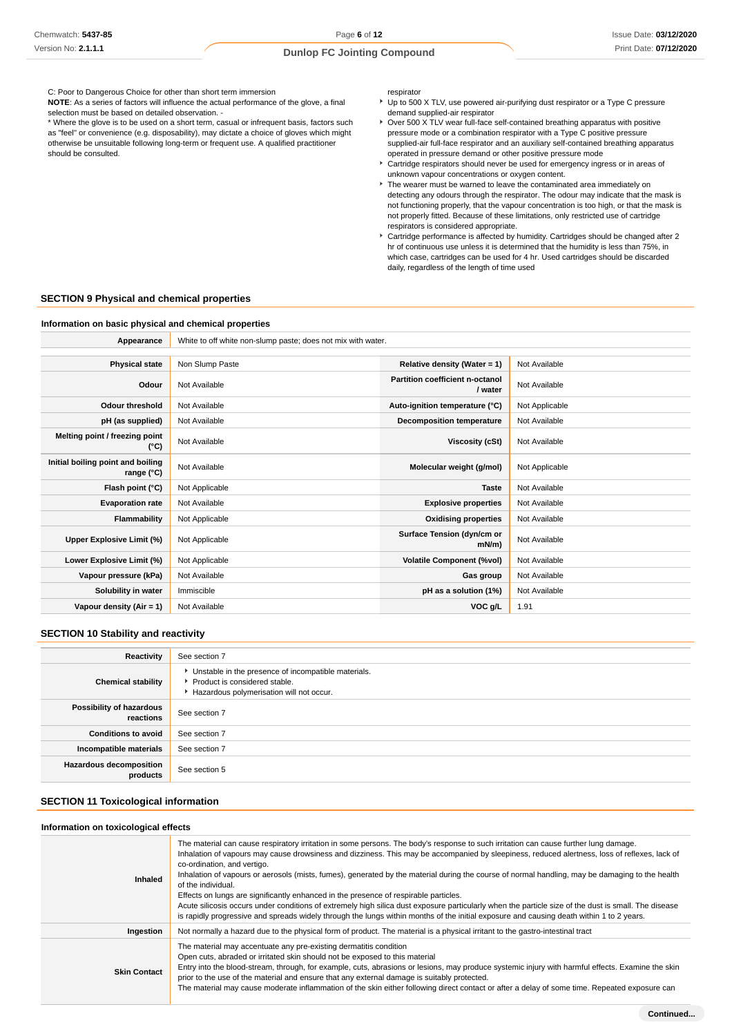C: Poor to Dangerous Choice for other than short term immersion

**NOTE**: As a series of factors will influence the actual performance of the glove, a final selection must be based on detailed observation. -

* Where the glove is to be used on a short term, casual or infrequent basis, factors such as "feel" or convenience (e.g. disposability), may dictate a choice of gloves which might otherwise be unsuitable following long-term or frequent use. A qualified practitioner should be consulted.

respirator

- Up to 500 X TLV, use powered air-purifying dust respirator or a Type C pressure demand supplied-air respirator
- Over 500 X TLV wear full-face self-contained breathing apparatus with positive pressure mode or a combination respirator with a Type C positive pressure supplied-air full-face respirator and an auxiliary self-contained breathing apparatus operated in pressure demand or other positive pressure mode
- Cartridge respirators should never be used for emergency ingress or in areas of unknown vapour concentrations or oxygen content.
- The wearer must be warned to leave the contaminated area immediately on detecting any odours through the respirator. The odour may indicate that the mask is not functioning properly, that the vapour concentration is too high, or that the mask is not properly fitted. Because of these limitations, only restricted use of cartridge respirators is considered appropriate.
- Cartridge performance is affected by humidity. Cartridges should be changed after 2 hr of continuous use unless it is determined that the humidity is less than 75%, in which case, cartridges can be used for 4 hr. Used cartridges should be discarded daily, regardless of the length of time used

## SECTION 9 Physical and chemical properties

### Information on basic physical and chemical properties

| **Appearance** | White to off white non-slump paste; does not mix with water. | | |
|---|---|---|---|
| **Physical state** | Non Slump Paste | **Relative density (Water = 1)** | Not Available |
| **Odour** | Not Available | **Partition coefficient n-octanol / water** | Not Available |
| **Odour threshold** | Not Available | **Auto-ignition temperature (°C)** | Not Applicable |
| **pH (as supplied)** | Not Available | **Decomposition temperature** | Not Available |
| **Melting point / freezing point (°C)** | Not Available | **Viscosity (cSt)** | Not Available |
| **Initial boiling point and boiling range (°C)** | Not Available | **Molecular weight (g/mol)** | Not Applicable |
| **Flash point (°C)** | Not Applicable | **Taste** | Not Available |
| **Evaporation rate** | Not Available | **Explosive properties** | Not Available |
| **Flammability** | Not Applicable | **Oxidising properties** | Not Available |
| **Upper Explosive Limit (%)** | Not Applicable | **Surface Tension (dyn/cm or mN/m)** | Not Available |
| **Lower Explosive Limit (%)** | Not Applicable | **Volatile Component (%vol)** | Not Available |
| **Vapour pressure (kPa)** | Not Available | **Gas group** | Not Available |
| **Solubility in water** | Immiscible | **pH as a solution (1%)** | Not Available |
| **Vapour density (Air = 1)** | Not Available | **VOC g/L** | 1.91 |

## SECTION 10 Stability and reactivity

| | |
|---|---|
| **Reactivity** | See section 7 |
| **Chemical stability** | - Unstable in the presence of incompatible materials.<br>- Product is considered stable.<br>- Hazardous polymerisation will not occur. |
| **Possibility of hazardous reactions** | See section 7 |
| **Conditions to avoid** | See section 7 |
| **Incompatible materials** | See section 7 |
| **Hazardous decomposition products** | See section 5 |

## SECTION 11 Toxicological information

### Information on toxicological effects

| | |
|---|---|
| **Inhaled** | The material can cause respiratory irritation in some persons. The body's response to such irritation can cause further lung damage.<br>Inhalation of vapours may cause drowsiness and dizziness. This may be accompanied by sleepiness, reduced alertness, loss of reflexes, lack of co-ordination, and vertigo.<br>Inhalation of vapours or aerosols (mists, fumes), generated by the material during the course of normal handling, may be damaging to the health of the individual.<br>Effects on lungs are significantly enhanced in the presence of respirable particles.<br>Acute silicosis occurs under conditions of extremely high silica dust exposure particularly when the particle size of the dust is small. The disease is rapidly progressive and spreads widely through the lungs within months of the initial exposure and causing death within 1 to 2 years. |
| **Ingestion** | Not normally a hazard due to the physical form of product. The material is a physical irritant to the gastro-intestinal tract |
| **Skin Contact** | The material may accentuate any pre-existing dermatitis condition<br>Open cuts, abraded or irritated skin should not be exposed to this material<br>Entry into the blood-stream, through, for example, cuts, abrasions or lesions, may produce systemic injury with harmful effects. Examine the skin prior to the use of the material and ensure that any external damage is suitably protected.<br>The material may cause moderate inflammation of the skin either following direct contact or after a delay of some time. Repeated exposure can |

**Continued...**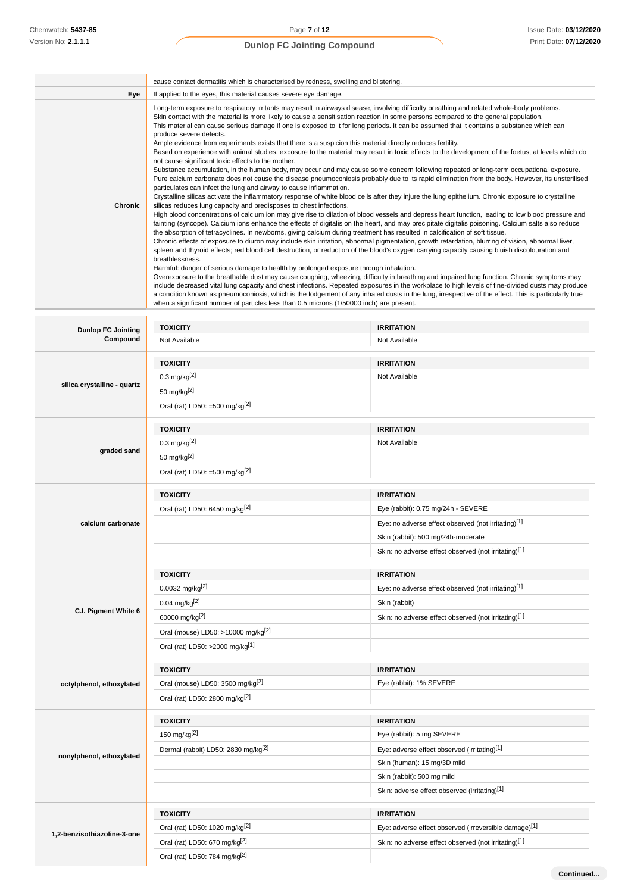| | |
|---|---|
| | cause contact dermatitis which is characterised by redness, swelling and blistering. |
| **Eye** | If applied to the eyes, this material causes severe eye damage. |
| **Chronic** | Long-term exposure to respiratory irritants may result in airways disease, involving difficulty breathing and related whole-body problems.<br>Skin contact with the material is more likely to cause a sensitisation reaction in some persons compared to the general population.<br>This material can cause serious damage if one is exposed to it for long periods. It can be assumed that it contains a substance which can produce severe defects.<br>Ample evidence from experiments exists that there is a suspicion this material directly reduces fertility.<br>Based on experience with animal studies, exposure to the material may result in toxic effects to the development of the foetus, at levels which do not cause significant toxic effects to the mother.<br>Substance accumulation, in the human body, may occur and may cause some concern following repeated or long-term occupational exposure.<br>Pure calcium carbonate does not cause the disease pneumoconiosis probably due to its rapid elimination from the body. However, its unsterilised particulates can infect the lung and airway to cause inflammation.<br>Crystalline silicas activate the inflammatory response of white blood cells after they injure the lung epithelium. Chronic exposure to crystalline silicas reduces lung capacity and predisposes to chest infections.<br>High blood concentrations of calcium ion may give rise to dilation of blood vessels and depress heart function, leading to low blood pressure and fainting (syncope). Calcium ions enhance the effects of digitalis on the heart, and may precipitate digitalis poisoning. Calcium salts also reduce the absorption of tetracyclines. In newborns, giving calcium during treatment has resulted in calcification of soft tissue.<br>Chronic effects of exposure to diuron may include skin irritation, abnormal pigmentation, growth retardation, blurring of vision, abnormal liver, spleen and thyroid effects; red blood cell destruction, or reduction of the blood's oxygen carrying capacity causing bluish discolouration and breathlessness.<br>Harmful: danger of serious damage to health by prolonged exposure through inhalation.<br>Overexposure to the breathable dust may cause coughing, wheezing, difficulty in breathing and impaired lung function. Chronic symptoms may include decreased vital lung capacity and chest infections. Repeated exposures in the workplace to high levels of fine-divided dusts may produce a condition known as pneumoconiosis, which is the lodgement of any inhaled dusts in the lung, irrespective of the effect. This is particularly true when a significant number of particles less than 0.5 microns (1/50000 inch) are present. |

| | TOXICITY | IRRITATION |
|---|---|---|
| **Dunlop FC Jointing Compound** | Not Available | Not Available |

| | TOXICITY | IRRITATION |
|---|---|---|
| **silica crystalline - quartz** | 0.3 mg/kg[2] | Not Available |
| | 50 mg/kg[2] | |
| | Oral (rat) LD50: =500 mg/kg[2] | |

| | TOXICITY | IRRITATION |
|---|---|---|
| **graded sand** | 0.3 mg/kg[2] | Not Available |
| | 50 mg/kg[2] | |
| | Oral (rat) LD50: =500 mg/kg[2] | |

| | TOXICITY | IRRITATION |
|---|---|---|
| **calcium carbonate** | Oral (rat) LD50: 6450 mg/kg[2] | Eye (rabbit): 0.75 mg/24h - SEVERE |
| | | Eye: no adverse effect observed (not irritating)[1] |
| | | Skin (rabbit): 500 mg/24h-moderate |
| | | Skin: no adverse effect observed (not irritating)[1] |

| | TOXICITY | IRRITATION |
|---|---|---|
| **C.I. Pigment White 6** | 0.0032 mg/kg[2] | Eye: no adverse effect observed (not irritating)[1] |
| | 0.04 mg/kg[2] | Skin (rabbit) |
| | 60000 mg/kg[2] | Skin: no adverse effect observed (not irritating)[1] |
| | Oral (mouse) LD50: >10000 mg/kg[2] | |
| | Oral (rat) LD50: >2000 mg/kg[1] | |

| | TOXICITY | IRRITATION |
|---|---|---|
| **octylphenol, ethoxylated** | Oral (mouse) LD50: 3500 mg/kg[2] | Eye (rabbit): 1% SEVERE |
| | Oral (rat) LD50: 2800 mg/kg[2] | |

| | TOXICITY | IRRITATION |
|---|---|---|
| **nonylphenol, ethoxylated** | 150 mg/kg[2] | Eye (rabbit): 5 mg SEVERE |
| | Dermal (rabbit) LD50: 2830 mg/kg[2] | Eye: adverse effect observed (irritating)[1] |
| | | Skin (human): 15 mg/3D mild |
| | | Skin (rabbit): 500 mg mild |
| | | Skin: adverse effect observed (irritating)[1] |

| | TOXICITY | IRRITATION |
|---|---|---|
| **1,2-benzisothiazoline-3-one** | Oral (rat) LD50: 1020 mg/kg[2] | Eye: adverse effect observed (irreversible damage)[1] |
| | Oral (rat) LD50: 670 mg/kg[2] | Skin: no adverse effect observed (not irritating)[1] |
| | Oral (rat) LD50: 784 mg/kg[2] | |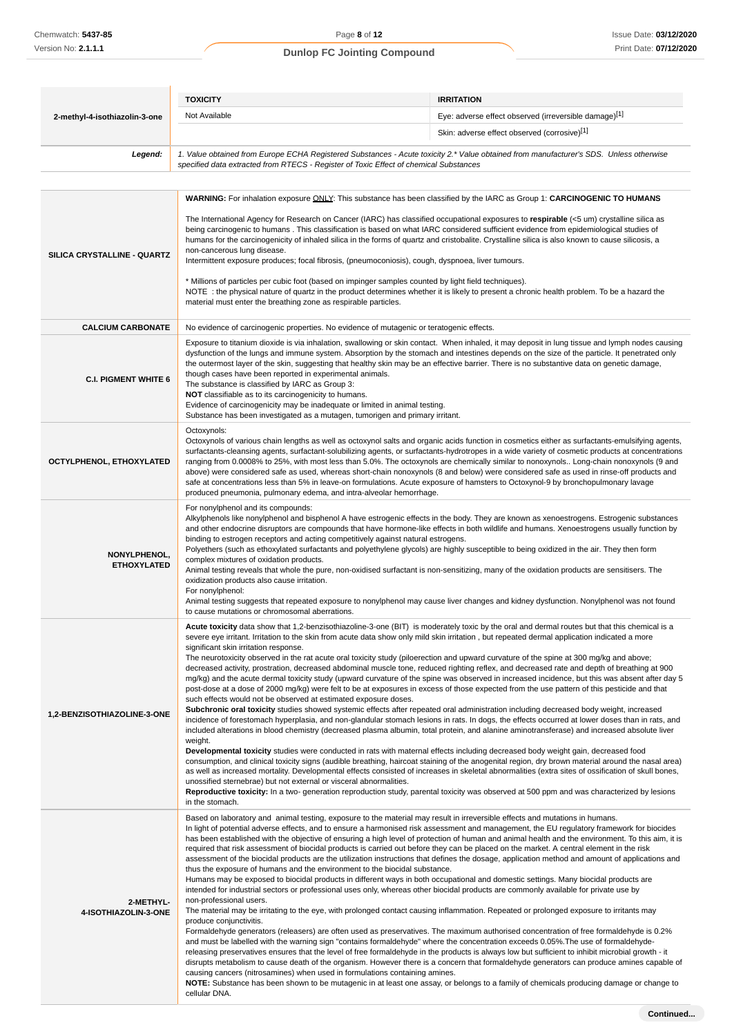| 2-methyl-4-isothiazolin-3-one | TOXICITY | IRRITATION |
|---|---|---|
| | Not Available | Eye: adverse effect observed (irreversible damage)[1] |
| | | Skin: adverse effect observed (corrosive)[1] |
| **Legend:** | *1. Value obtained from Europe ECHA Registered Substances - Acute toxicity 2.* Value obtained from manufacturer's SDS. Unless otherwise specified data extracted from RTECS - Register of Toxic Effect of chemical Substances* | |

| | |
|---|---|
| **SILICA CRYSTALLINE - QUARTZ** | **WARNING:** For inhalation exposure ONLY: This substance has been classified by the IARC as Group 1: **CARCINOGENIC TO HUMANS**<br><br>The International Agency for Research on Cancer (IARC) has classified occupational exposures to **respirable** (<5 um) crystalline silica as being carcinogenic to humans . This classification is based on what IARC considered sufficient evidence from epidemiological studies of humans for the carcinogenicity of inhaled silica in the forms of quartz and cristobalite. Crystalline silica is also known to cause silicosis, a non-cancerous lung disease.<br>Intermittent exposure produces; focal fibrosis, (pneumoconiosis), cough, dyspnoea, liver tumours.<br><br>* Millions of particles per cubic foot (based on impinger samples counted by light field techniques).<br>NOTE : the physical nature of quartz in the product determines whether it is likely to present a chronic health problem. To be a hazard the material must enter the breathing zone as respirable particles. |
| **CALCIUM CARBONATE** | No evidence of carcinogenic properties. No evidence of mutagenic or teratogenic effects. |
| **C.I. PIGMENT WHITE 6** | Exposure to titanium dioxide is via inhalation, swallowing or skin contact. When inhaled, it may deposit in lung tissue and lymph nodes causing dysfunction of the lungs and immune system. Absorption by the stomach and intestines depends on the size of the particle. It penetrated only the outermost layer of the skin, suggesting that healthy skin may be an effective barrier. There is no substantive data on genetic damage, though cases have been reported in experimental animals.<br>The substance is classified by IARC as Group 3:<br>**NOT** classifiable as to its carcinogenicity to humans.<br>Evidence of carcinogenicity may be inadequate or limited in animal testing.<br>Substance has been investigated as a mutagen, tumorigen and primary irritant. |
| **OCTYLPHENOL, ETHOXYLATED** | Octoxynols:<br>Octoxynols of various chain lengths as well as octoxynol salts and organic acids function in cosmetics either as surfactants-emulsifying agents, surfactants-cleansing agents, surfactant-solubilizing agents, or surfactants-hydrotropes in a wide variety of cosmetic products at concentrations ranging from 0.0008% to 25%, with most less than 5.0%. The octoxynols are chemically similar to nonoxynols.. Long-chain nonoxynols (9 and above) were considered safe as used, whereas short-chain nonoxynols (8 and below) were considered safe as used in rinse-off products and safe at concentrations less than 5% in leave-on formulations. Acute exposure of hamsters to Octoxynol-9 by bronchopulmonary lavage produced pneumonia, pulmonary edema, and intra-alveolar hemorrhage. |
| **NONYLPHENOL, ETHOXYLATED** | For nonylphenol and its compounds:<br>Alkylphenols like nonylphenol and bisphenol A have estrogenic effects in the body. They are known as xenoestrogens. Estrogenic substances and other endocrine disruptors are compounds that have hormone-like effects in both wildlife and humans. Xenoestrogens usually function by binding to estrogen receptors and acting competitively against natural estrogens.<br>Polyethers (such as ethoxylated surfactants and polyethylene glycols) are highly susceptible to being oxidized in the air. They then form complex mixtures of oxidation products.<br>Animal testing reveals that whole the pure, non-oxidised surfactant is non-sensitizing, many of the oxidation products are sensitisers. The oxidization products also cause irritation.<br>For nonylphenol:<br>Animal testing suggests that repeated exposure to nonylphenol may cause liver changes and kidney dysfunction. Nonylphenol was not found to cause mutations or chromosomal aberrations. |
| **1,2-BENZISOTHIAZOLINE-3-ONE** | **Acute toxicity** data show that 1,2-benzisothiazoline-3-one (BIT) is moderately toxic by the oral and dermal routes but that this chemical is a severe eye irritant. Irritation to the skin from acute data show only mild skin irritation , but repeated dermal application indicated a more significant skin irritation response.<br>The neurotoxicity observed in the rat acute oral toxicity study (piloerection and upward curvature of the spine at 300 mg/kg and above; decreased activity, prostration, decreased abdominal muscle tone, reduced righting reflex, and decreased rate and depth of breathing at 900 mg/kg) and the acute dermal toxicity study (upward curvature of the spine was observed in increased incidence, but this was absent after day 5 post-dose at a dose of 2000 mg/kg) were felt to be at exposures in excess of those expected from the use pattern of this pesticide and that such effects would not be observed at estimated exposure doses.<br>**Subchronic oral toxicity** studies showed systemic effects after repeated oral administration including decreased body weight, increased incidence of forestomach hyperplasia, and non-glandular stomach lesions in rats. In dogs, the effects occurred at lower doses than in rats, and included alterations in blood chemistry (decreased plasma albumin, total protein, and alanine aminotransferase) and increased absolute liver weight.<br>**Developmental toxicity** studies were conducted in rats with maternal effects including decreased body weight gain, decreased food consumption, and clinical toxicity signs (audible breathing, haircoat staining of the anogenital region, dry brown material around the nasal area) as well as increased mortality. Developmental effects consisted of increases in skeletal abnormalities (extra sites of ossification of skull bones, unossified sternebrae) but not external or visceral abnormalities.<br>**Reproductive toxicity:** In a two- generation reproduction study, parental toxicity was observed at 500 ppm and was characterized by lesions in the stomach. |
| **2-METHYL-4-ISOTHIAZOLIN-3-ONE** | Based on laboratory and animal testing, exposure to the material may result in irreversible effects and mutations in humans.<br>In light of potential adverse effects, and to ensure a harmonised risk assessment and management, the EU regulatory framework for biocides has been established with the objective of ensuring a high level of protection of human and animal health and the environment. To this aim, it is required that risk assessment of biocidal products is carried out before they can be placed on the market. A central element in the risk assessment of the biocidal products are the utilization instructions that defines the dosage, application method and amount of applications and thus the exposure of humans and the environment to the biocidal substance.<br>Humans may be exposed to biocidal products in different ways in both occupational and domestic settings. Many biocidal products are intended for industrial sectors or professional uses only, whereas other biocidal products are commonly available for private use by non-professional users.<br>The material may be irritating to the eye, with prolonged contact causing inflammation. Repeated or prolonged exposure to irritants may produce conjunctivitis.<br>Formaldehyde generators (releasers) are often used as preservatives. The maximum authorised concentration of free formaldehyde is 0.2% and must be labelled with the warning sign "contains formaldehyde" where the concentration exceeds 0.05%.The use of formaldehyde-releasing preservatives ensures that the level of free formaldehyde in the products is always low but sufficient to inhibit microbial growth - it disrupts metabolism to cause death of the organism. However there is a concern that formaldehyde generators can produce amines capable of causing cancers (nitrosamines) when used in formulations containing amines.<br>**NOTE:** Substance has been shown to be mutagenic in at least one assay, or belongs to a family of chemicals producing damage or change to cellular DNA. |

**Continued...**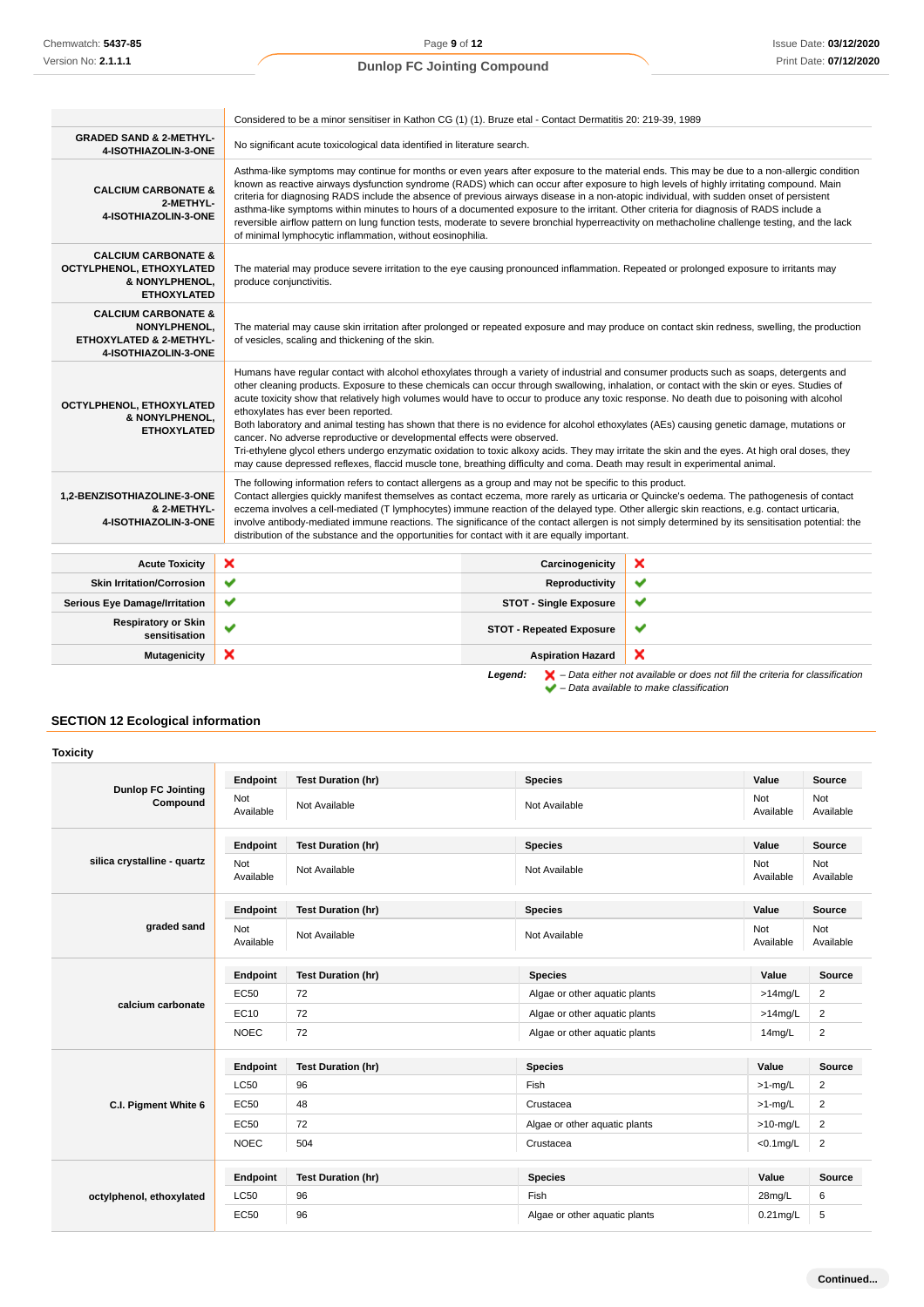| | |
|---|---|
| | Considered to be a minor sensitiser in Kathon CG (1) (1). Bruze etal - Contact Dermatitis 20: 219-39, 1989 |
| **GRADED SAND & 2-METHYL-4-ISOTHIAZOLIN-3-ONE** | No significant acute toxicological data identified in literature search. |
| **CALCIUM CARBONATE & 2-METHYL-4-ISOTHIAZOLIN-3-ONE** | Asthma-like symptoms may continue for months or even years after exposure to the material ends. This may be due to a non-allergic condition known as reactive airways dysfunction syndrome (RADS) which can occur after exposure to high levels of highly irritating compound. Main criteria for diagnosing RADS include the absence of previous airways disease in a non-atopic individual, with sudden onset of persistent asthma-like symptoms within minutes to hours of a documented exposure to the irritant. Other criteria for diagnosis of RADS include a reversible airflow pattern on lung function tests, moderate to severe bronchial hyperreactivity on methacholine challenge testing, and the lack of minimal lymphocytic inflammation, without eosinophilia. |
| **CALCIUM CARBONATE & OCTYLPHENOL, ETHOXYLATED & NONYLPHENOL, ETHOXYLATED** | The material may produce severe irritation to the eye causing pronounced inflammation. Repeated or prolonged exposure to irritants may produce conjunctivitis. |
| **CALCIUM CARBONATE & NONYLPHENOL, ETHOXYLATED & 2-METHYL-4-ISOTHIAZOLIN-3-ONE** | The material may cause skin irritation after prolonged or repeated exposure and may produce on contact skin redness, swelling, the production of vesicles, scaling and thickening of the skin. |
| **OCTYLPHENOL, ETHOXYLATED & NONYLPHENOL, ETHOXYLATED** | Humans have regular contact with alcohol ethoxylates through a variety of industrial and consumer products such as soaps, detergents and other cleaning products. Exposure to these chemicals can occur through swallowing, inhalation, or contact with the skin or eyes. Studies of acute toxicity show that relatively high volumes would have to occur to produce any toxic response. No death due to poisoning with alcohol ethoxylates has ever been reported.<br>Both laboratory and animal testing has shown that there is no evidence for alcohol ethoxylates (AEs) causing genetic damage, mutations or cancer. No adverse reproductive or developmental effects were observed.<br>Tri-ethylene glycol ethers undergo enzymatic oxidation to toxic alkoxy acids. They may irritate the skin and the eyes. At high oral doses, they may cause depressed reflexes, flaccid muscle tone, breathing difficulty and coma. Death may result in experimental animal. |
| **1,2-BENZISOTHIAZOLINE-3-ONE & 2-METHYL-4-ISOTHIAZOLIN-3-ONE** | The following information refers to contact allergens as a group and may not be specific to this product.<br>Contact allergies quickly manifest themselves as contact eczema, more rarely as urticaria or Quincke's oedema. The pathogenesis of contact eczema involves a cell-mediated (T lymphocytes) immune reaction of the delayed type. Other allergic skin reactions, e.g. contact urticaria, involve antibody-mediated immune reactions. The significance of the contact allergen is not simply determined by its sensitisation potential: the distribution of the substance and the opportunities for contact with it are equally important. |

| | | | |
|---|---|---|---|
| **Acute Toxicity** | ❌ | **Carcinogenicity** | ❌ |
| **Skin Irritation/Corrosion** | ✔ | **Reproductivity** | ✔ |
| **Serious Eye Damage/Irritation** | ✔ | **STOT - Single Exposure** | ✔ |
| **Respiratory or Skin sensitisation** | ✔ | **STOT - Repeated Exposure** | ✔ |
| **Mutagenicity** | ❌ | **Aspiration Hazard** | ❌ |

***Legend:*** ❌ *– Data either not available or does not fill the criteria for classification*
✔ *– Data available to make classification*

## SECTION 12 Ecological information

### Toxicity

**Dunlop FC Jointing Compound**

| Endpoint | Test Duration (hr) | Species | Value | Source |
|---|---|---|---|---|
| Not Available | Not Available | Not Available | Not Available | Not Available |

**silica crystalline - quartz**

| Endpoint | Test Duration (hr) | Species | Value | Source |
|---|---|---|---|---|
| Not Available | Not Available | Not Available | Not Available | Not Available |

**graded sand**

| Endpoint | Test Duration (hr) | Species | Value | Source |
|---|---|---|---|---|
| Not Available | Not Available | Not Available | Not Available | Not Available |

**calcium carbonate**

| Endpoint | Test Duration (hr) | Species | Value | Source |
|---|---|---|---|---|
| EC50 | 72 | Algae or other aquatic plants | >14mg/L | 2 |
| EC10 | 72 | Algae or other aquatic plants | >14mg/L | 2 |
| NOEC | 72 | Algae or other aquatic plants | 14mg/L | 2 |

**C.I. Pigment White 6**

| Endpoint | Test Duration (hr) | Species | Value | Source |
|---|---|---|---|---|
| LC50 | 96 | Fish | >1-mg/L | 2 |
| EC50 | 48 | Crustacea | >1-mg/L | 2 |
| EC50 | 72 | Algae or other aquatic plants | >10-mg/L | 2 |
| NOEC | 504 | Crustacea | <0.1mg/L | 2 |

**octylphenol, ethoxylated**

| Endpoint | Test Duration (hr) | Species | Value | Source |
|---|---|---|---|---|
| LC50 | 96 | Fish | 28mg/L | 6 |
| EC50 | 96 | Algae or other aquatic plants | 0.21mg/L | 5 |

**Continued...**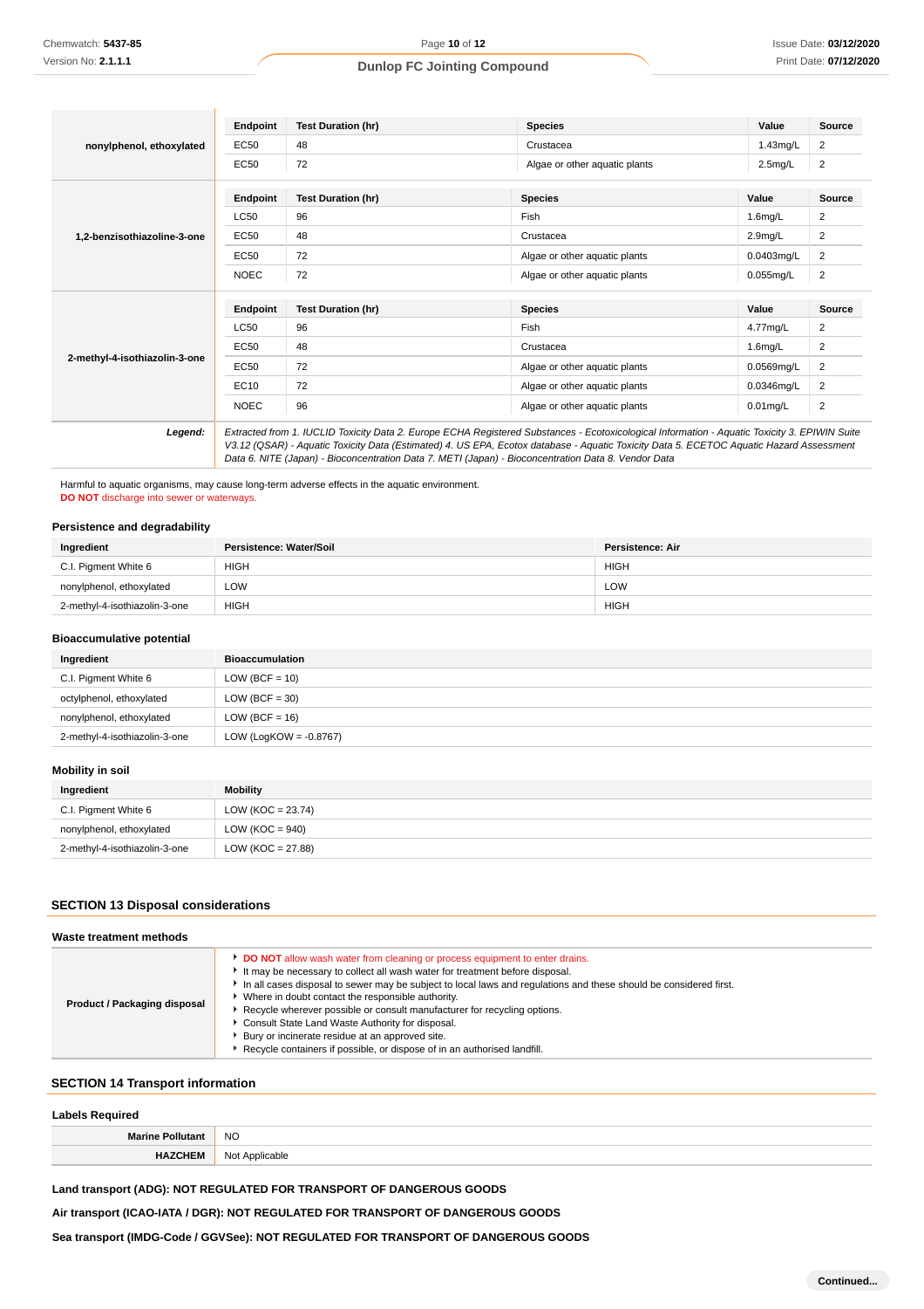| Ingredient | Endpoint | Test Duration (hr) | Species | Value | Source |
|---|---|---|---|---|---|
| nonylphenol, ethoxylated | EC50 | 48 | Crustacea | 1.43mg/L | 2 |
| | EC50 | 72 | Algae or other aquatic plants | 2.5mg/L | 2 |
| 1,2-benzisothiazoline-3-one | LC50 | 96 | Fish | 1.6mg/L | 2 |
| | EC50 | 48 | Crustacea | 2.9mg/L | 2 |
| | EC50 | 72 | Algae or other aquatic plants | 0.0403mg/L | 2 |
| | NOEC | 72 | Algae or other aquatic plants | 0.055mg/L | 2 |
| 2-methyl-4-isothiazolin-3-one | LC50 | 96 | Fish | 4.77mg/L | 2 |
| | EC50 | 48 | Crustacea | 1.6mg/L | 2 |
| | EC50 | 72 | Algae or other aquatic plants | 0.0569mg/L | 2 |
| | EC10 | 72 | Algae or other aquatic plants | 0.0346mg/L | 2 |
| | NOEC | 96 | Algae or other aquatic plants | 0.01mg/L | 2 |

**Legend:** *Extracted from 1. IUCLID Toxicity Data 2. Europe ECHA Registered Substances - Ecotoxicological Information - Aquatic Toxicity 3. EPIWIN Suite V3.12 (QSAR) - Aquatic Toxicity Data (Estimated) 4. US EPA, Ecotox database - Aquatic Toxicity Data 5. ECETOC Aquatic Hazard Assessment Data 6. NITE (Japan) - Bioconcentration Data 7. METI (Japan) - Bioconcentration Data 8. Vendor Data*

Harmful to aquatic organisms, may cause long-term adverse effects in the aquatic environment.
**DO NOT** discharge into sewer or waterways.

### Persistence and degradability

| Ingredient | Persistence: Water/Soil | Persistence: Air |
|---|---|---|
| C.I. Pigment White 6 | HIGH | HIGH |
| nonylphenol, ethoxylated | LOW | LOW |
| 2-methyl-4-isothiazolin-3-one | HIGH | HIGH |

### Bioaccumulative potential

| Ingredient | Bioaccumulation |
|---|---|
| C.I. Pigment White 6 | LOW (BCF = 10) |
| octylphenol, ethoxylated | LOW (BCF = 30) |
| nonylphenol, ethoxylated | LOW (BCF = 16) |
| 2-methyl-4-isothiazolin-3-one | LOW (LogKOW = -0.8767) |

### Mobility in soil

| Ingredient | Mobility |
|---|---|
| C.I. Pigment White 6 | LOW (KOC = 23.74) |
| nonylphenol, ethoxylated | LOW (KOC = 940) |
| 2-methyl-4-isothiazolin-3-one | LOW (KOC = 27.88) |

## SECTION 13 Disposal considerations

### Waste treatment methods

**Product / Packaging disposal**

- **DO NOT** allow wash water from cleaning or process equipment to enter drains.
- It may be necessary to collect all wash water for treatment before disposal.
- In all cases disposal to sewer may be subject to local laws and regulations and these should be considered first.
- Where in doubt contact the responsible authority.
- Recycle wherever possible or consult manufacturer for recycling options.
- Consult State Land Waste Authority for disposal.
- Bury or incinerate residue at an approved site.
- Recycle containers if possible, or dispose of in an authorised landfill.

## SECTION 14 Transport information

### Labels Required

| | |
|---|---|
| **Marine Pollutant** | NO |
| **HAZCHEM** | Not Applicable |

**Land transport (ADG): NOT REGULATED FOR TRANSPORT OF DANGEROUS GOODS**

**Air transport (ICAO-IATA / DGR): NOT REGULATED FOR TRANSPORT OF DANGEROUS GOODS**

**Sea transport (IMDG-Code / GGVSee): NOT REGULATED FOR TRANSPORT OF DANGEROUS GOODS**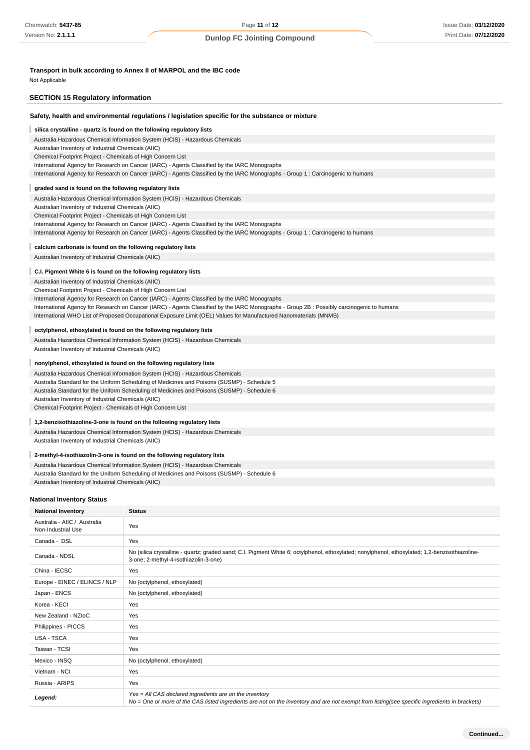### Transport in bulk according to Annex II of MARPOL and the IBC code

Not Applicable

## SECTION 15 Regulatory information

### Safety, health and environmental regulations / legislation specific for the substance or mixture

**silica crystalline - quartz is found on the following regulatory lists**

Australia Hazardous Chemical Information System (HCIS) - Hazardous Chemicals
Australian Inventory of Industrial Chemicals (AIIC)
Chemical Footprint Project - Chemicals of High Concern List
International Agency for Research on Cancer (IARC) - Agents Classified by the IARC Monographs
International Agency for Research on Cancer (IARC) - Agents Classified by the IARC Monographs - Group 1 : Carcinogenic to humans

**graded sand is found on the following regulatory lists**

Australia Hazardous Chemical Information System (HCIS) - Hazardous Chemicals
Australian Inventory of Industrial Chemicals (AIIC)
Chemical Footprint Project - Chemicals of High Concern List
International Agency for Research on Cancer (IARC) - Agents Classified by the IARC Monographs
International Agency for Research on Cancer (IARC) - Agents Classified by the IARC Monographs - Group 1 : Carcinogenic to humans

**calcium carbonate is found on the following regulatory lists**

Australian Inventory of Industrial Chemicals (AIIC)

**C.I. Pigment White 6 is found on the following regulatory lists**

Australian Inventory of Industrial Chemicals (AIIC)
Chemical Footprint Project - Chemicals of High Concern List
International Agency for Research on Cancer (IARC) - Agents Classified by the IARC Monographs
International Agency for Research on Cancer (IARC) - Agents Classified by the IARC Monographs - Group 2B : Possibly carcinogenic to humans
International WHO List of Proposed Occupational Exposure Limit (OEL) Values for Manufactured Nanomaterials (MNMS)

**octylphenol, ethoxylated is found on the following regulatory lists**

Australia Hazardous Chemical Information System (HCIS) - Hazardous Chemicals
Australian Inventory of Industrial Chemicals (AIIC)

**nonylphenol, ethoxylated is found on the following regulatory lists**

Australia Hazardous Chemical Information System (HCIS) - Hazardous Chemicals
Australia Standard for the Uniform Scheduling of Medicines and Poisons (SUSMP) - Schedule 5
Australia Standard for the Uniform Scheduling of Medicines and Poisons (SUSMP) - Schedule 6
Australian Inventory of Industrial Chemicals (AIIC)
Chemical Footprint Project - Chemicals of High Concern List

**1,2-benzisothiazoline-3-one is found on the following regulatory lists**

Australia Hazardous Chemical Information System (HCIS) - Hazardous Chemicals
Australian Inventory of Industrial Chemicals (AIIC)

**2-methyl-4-isothiazolin-3-one is found on the following regulatory lists**

Australia Hazardous Chemical Information System (HCIS) - Hazardous Chemicals
Australia Standard for the Uniform Scheduling of Medicines and Poisons (SUSMP) - Schedule 6
Australian Inventory of Industrial Chemicals (AIIC)

### National Inventory Status

| National Inventory | Status |
|---|---|
| Australia - AIIC / Australia Non-Industrial Use | Yes |
| Canada - DSL | Yes |
| Canada - NDSL | No (silica crystalline - quartz; graded sand; C.I. Pigment White 6; octylphenol, ethoxylated; nonylphenol, ethoxylated; 1,2-benzisothiazoline-3-one; 2-methyl-4-isothiazolin-3-one) |
| China - IECSC | Yes |
| Europe - EINEC / ELINCS / NLP | No (octylphenol, ethoxylated) |
| Japan - ENCS | No (octylphenol, ethoxylated) |
| Korea - KECI | Yes |
| New Zealand - NZIoC | Yes |
| Philippines - PICCS | Yes |
| USA - TSCA | Yes |
| Taiwan - TCSI | Yes |
| Mexico - INSQ | No (octylphenol, ethoxylated) |
| Vietnam - NCI | Yes |
| Russia - ARIPS | Yes |
| ***Legend:*** | *Yes = All CAS declared ingredients are on the inventory*<br>*No = One or more of the CAS listed ingredients are not on the inventory and are not exempt from listing(see specific ingredients in brackets)* |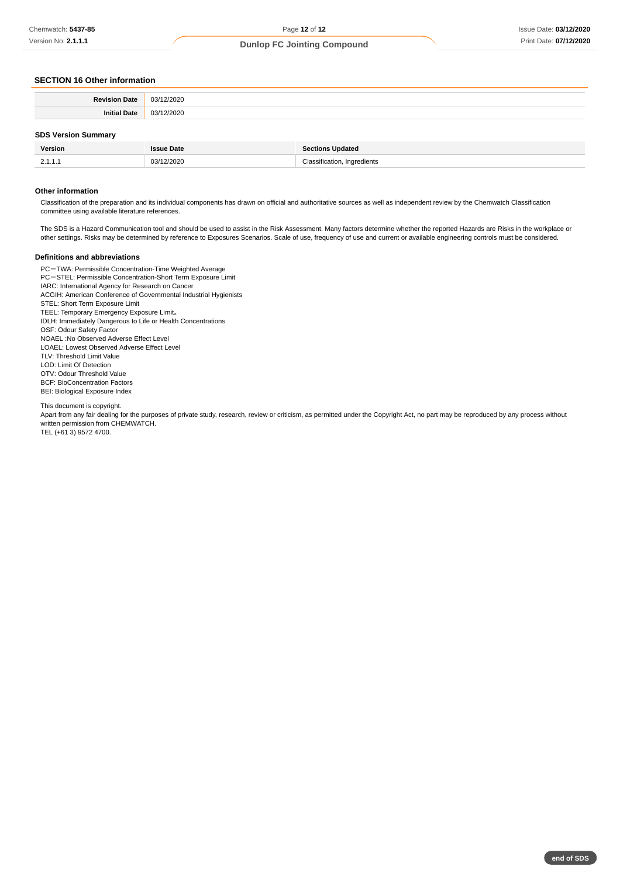## SECTION 16 Other information

| | |
|---|---|
| **Revision Date** | 03/12/2020 |
| **Initial Date** | 03/12/2020 |

### SDS Version Summary

| Version | Issue Date | Sections Updated |
|---|---|---|
| 2.1.1.1 | 03/12/2020 | Classification, Ingredients |

### Other information

Classification of the preparation and its individual components has drawn on official and authoritative sources as well as independent review by the Chemwatch Classification committee using available literature references.

The SDS is a Hazard Communication tool and should be used to assist in the Risk Assessment. Many factors determine whether the reported Hazards are Risks in the workplace or other settings. Risks may be determined by reference to Exposures Scenarios. Scale of use, frequency of use and current or available engineering controls must be considered.

### Definitions and abbreviations

PC－TWA: Permissible Concentration-Time Weighted Average
PC－STEL: Permissible Concentration-Short Term Exposure Limit
IARC: International Agency for Research on Cancer
ACGIH: American Conference of Governmental Industrial Hygienists
STEL: Short Term Exposure Limit
TEEL: Temporary Emergency Exposure Limit。
IDLH: Immediately Dangerous to Life or Health Concentrations
OSF: Odour Safety Factor
NOAEL :No Observed Adverse Effect Level
LOAEL: Lowest Observed Adverse Effect Level
TLV: Threshold Limit Value
LOD: Limit Of Detection
OTV: Odour Threshold Value
BCF: BioConcentration Factors
BEI: Biological Exposure Index

This document is copyright.
Apart from any fair dealing for the purposes of private study, research, review or criticism, as permitted under the Copyright Act, no part may be reproduced by any process without written permission from CHEMWATCH.
TEL (+61 3) 9572 4700.

**end of SDS**